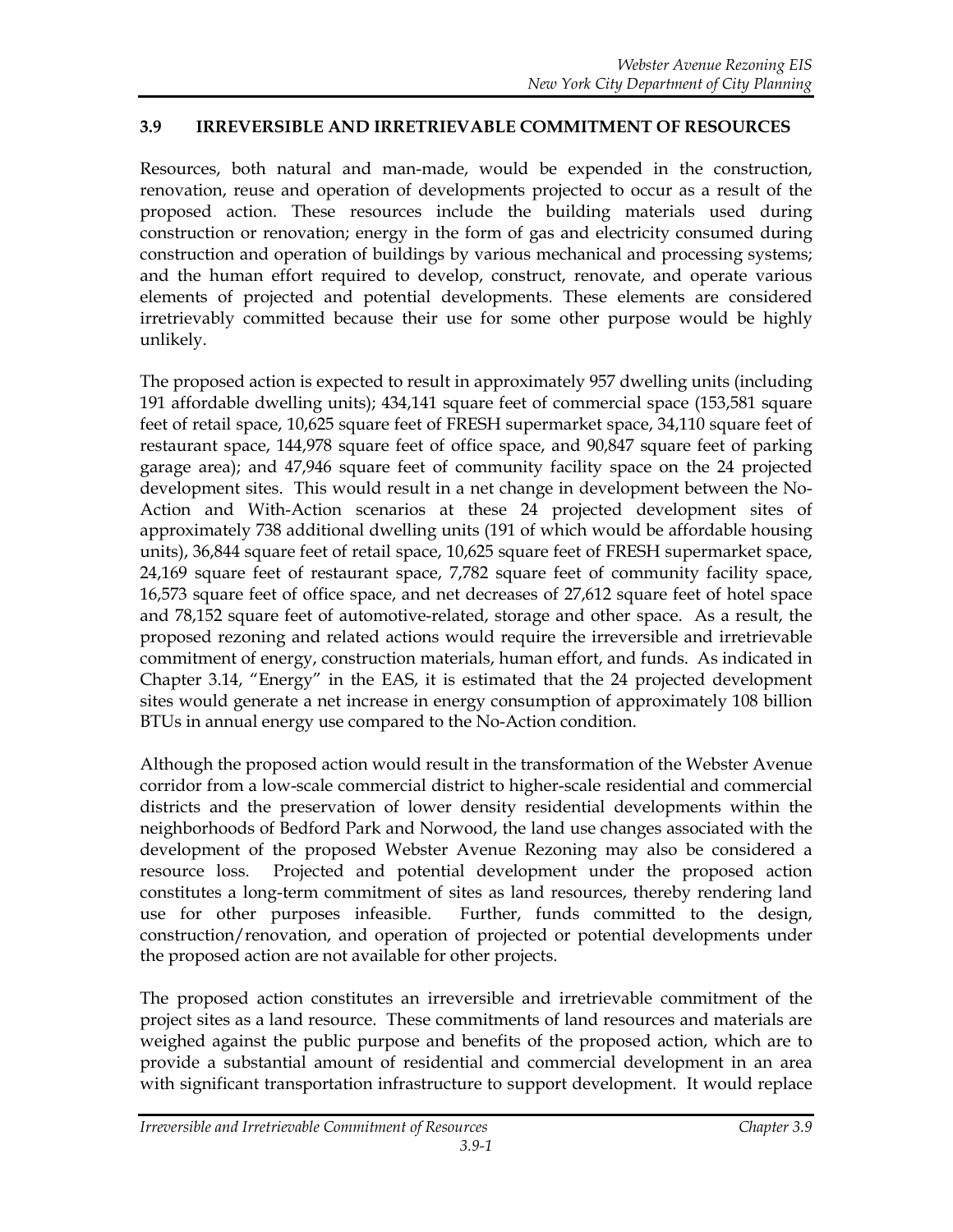### 3.9 IRREVERSIBLE AND IRRETRIEVABLE COMMITMENT OF RESOURCES

Resources, both natural and man-made, would be expended in the construction, renovation, reuse and operation of developments projected to occur as a result of the proposed action. These resources include the building materials used during construction or renovation; energy in the form of gas and electricity consumed during construction and operation of buildings by various mechanical and processing systems; and the human effort required to develop, construct, renovate, and operate various elements of projected and potential developments. These elements are considered irretrievably committed because their use for some other purpose would be highly unlikely.

The proposed action is expected to result in approximately 957 dwelling units (including 191 affordable dwelling units); 434,141 square feet of commercial space (153,581 square feet of retail space, 10,625 square feet of FRESH supermarket space, 34,110 square feet of restaurant space, 144,978 square feet of office space, and 90,847 square feet of parking garage area); and 47,946 square feet of community facility space on the 24 projected development sites. This would result in a net change in development between the No-Action and With-Action scenarios at these 24 projected development sites of approximately 738 additional dwelling units (191 of which would be affordable housing units), 36,844 square feet of retail space, 10,625 square feet of FRESH supermarket space, 24,169 square feet of restaurant space, 7,782 square feet of community facility space, 16,573 square feet of office space, and net decreases of 27,612 square feet of hotel space and 78,152 square feet of automotive-related, storage and other space. As a result, the proposed rezoning and related actions would require the irreversible and irretrievable commitment of energy, construction materials, human effort, and funds. As indicated in Chapter 3.14, "Energy" in the EAS, it is estimated that the 24 projected development sites would generate a net increase in energy consumption of approximately 108 billion BTUs in annual energy use compared to the No-Action condition.

Although the proposed action would result in the transformation of the Webster Avenue corridor from a low-scale commercial district to higher-scale residential and commercial districts and the preservation of lower density residential developments within the neighborhoods of Bedford Park and Norwood, the land use changes associated with the development of the proposed Webster Avenue Rezoning may also be considered a resource loss. Projected and potential development under the proposed action constitutes a long-term commitment of sites as land resources, thereby rendering land use for other purposes infeasible. Further, funds committed to the design, construction/renovation, and operation of projected or potential developments under the proposed action are not available for other projects.

The proposed action constitutes an irreversible and irretrievable commitment of the project sites as a land resource. These commitments of land resources and materials are weighed against the public purpose and benefits of the proposed action, which are to provide a substantial amount of residential and commercial development in an area with significant transportation infrastructure to support development. It would replace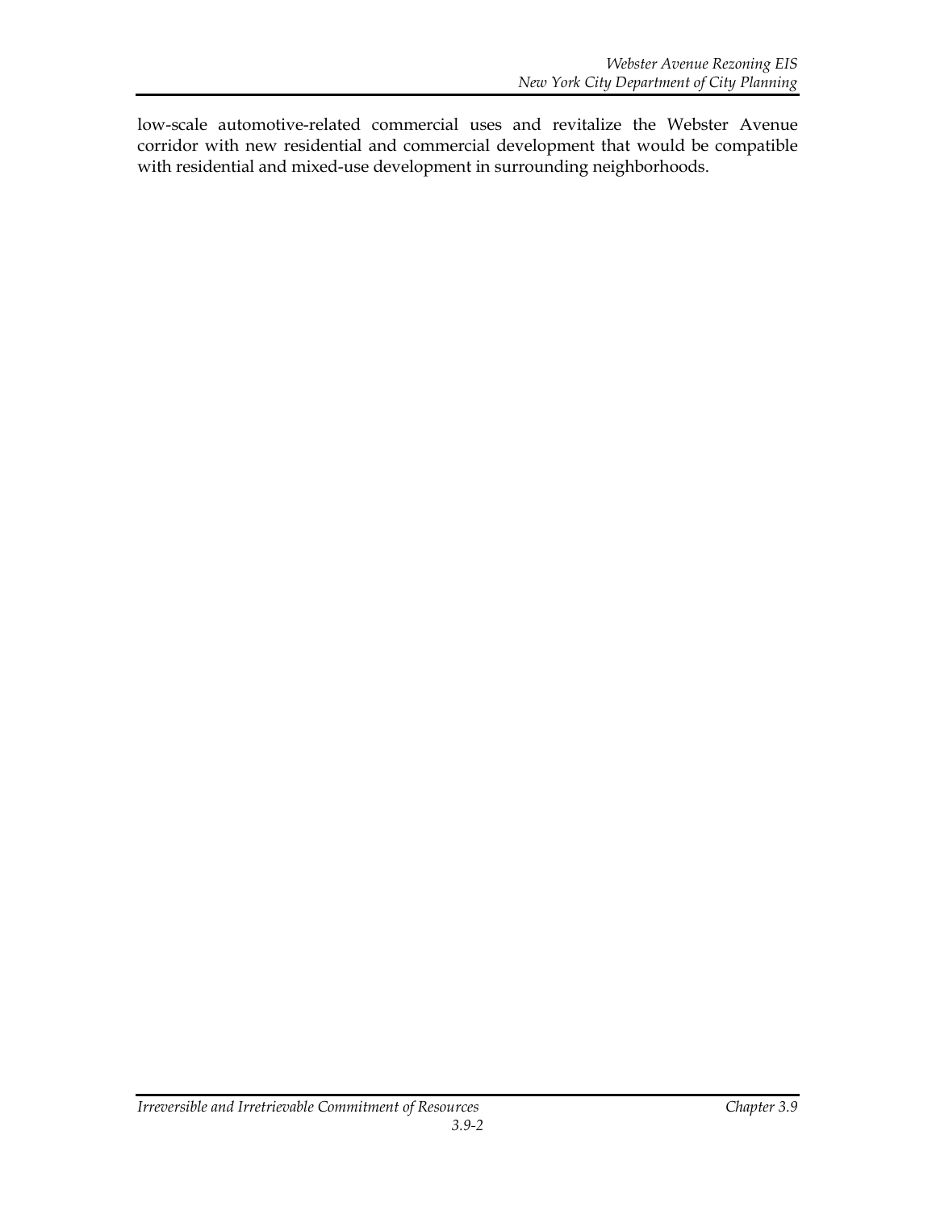low-scale automotive-related commercial uses and revitalize the Webster Avenue corridor with new residential and commercial development that would be compatible with residential and mixed-use development in surrounding neighborhoods.